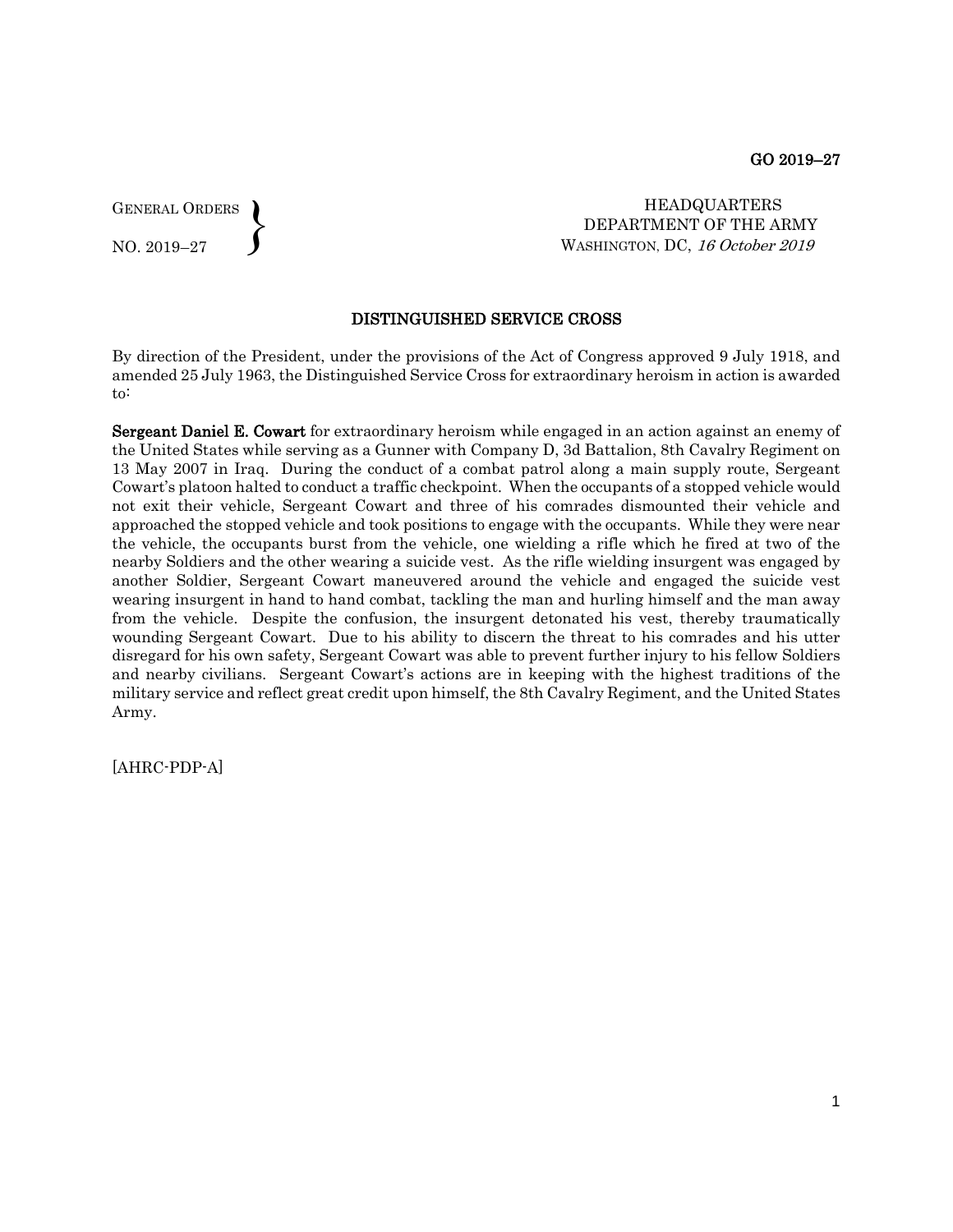**GO 2019–27**

GENERAL ORDERS
NO. 2019–27

HEADQUARTERS
DEPARTMENT OF THE ARMY
WASHINGTON, DC, *16 October 2019*

## DISTINGUISHED SERVICE CROSS

By direction of the President, under the provisions of the Act of Congress approved 9 July 1918, and amended 25 July 1963, the Distinguished Service Cross for extraordinary heroism in action is awarded to:

**Sergeant Daniel E. Cowart** for extraordinary heroism while engaged in an action against an enemy of the United States while serving as a Gunner with Company D, 3d Battalion, 8th Cavalry Regiment on 13 May 2007 in Iraq. During the conduct of a combat patrol along a main supply route, Sergeant Cowart's platoon halted to conduct a traffic checkpoint. When the occupants of a stopped vehicle would not exit their vehicle, Sergeant Cowart and three of his comrades dismounted their vehicle and approached the stopped vehicle and took positions to engage with the occupants. While they were near the vehicle, the occupants burst from the vehicle, one wielding a rifle which he fired at two of the nearby Soldiers and the other wearing a suicide vest. As the rifle wielding insurgent was engaged by another Soldier, Sergeant Cowart maneuvered around the vehicle and engaged the suicide vest wearing insurgent in hand to hand combat, tackling the man and hurling himself and the man away from the vehicle. Despite the confusion, the insurgent detonated his vest, thereby traumatically wounding Sergeant Cowart. Due to his ability to discern the threat to his comrades and his utter disregard for his own safety, Sergeant Cowart was able to prevent further injury to his fellow Soldiers and nearby civilians. Sergeant Cowart's actions are in keeping with the highest traditions of the military service and reflect great credit upon himself, the 8th Cavalry Regiment, and the United States Army.

[AHRC-PDP-A]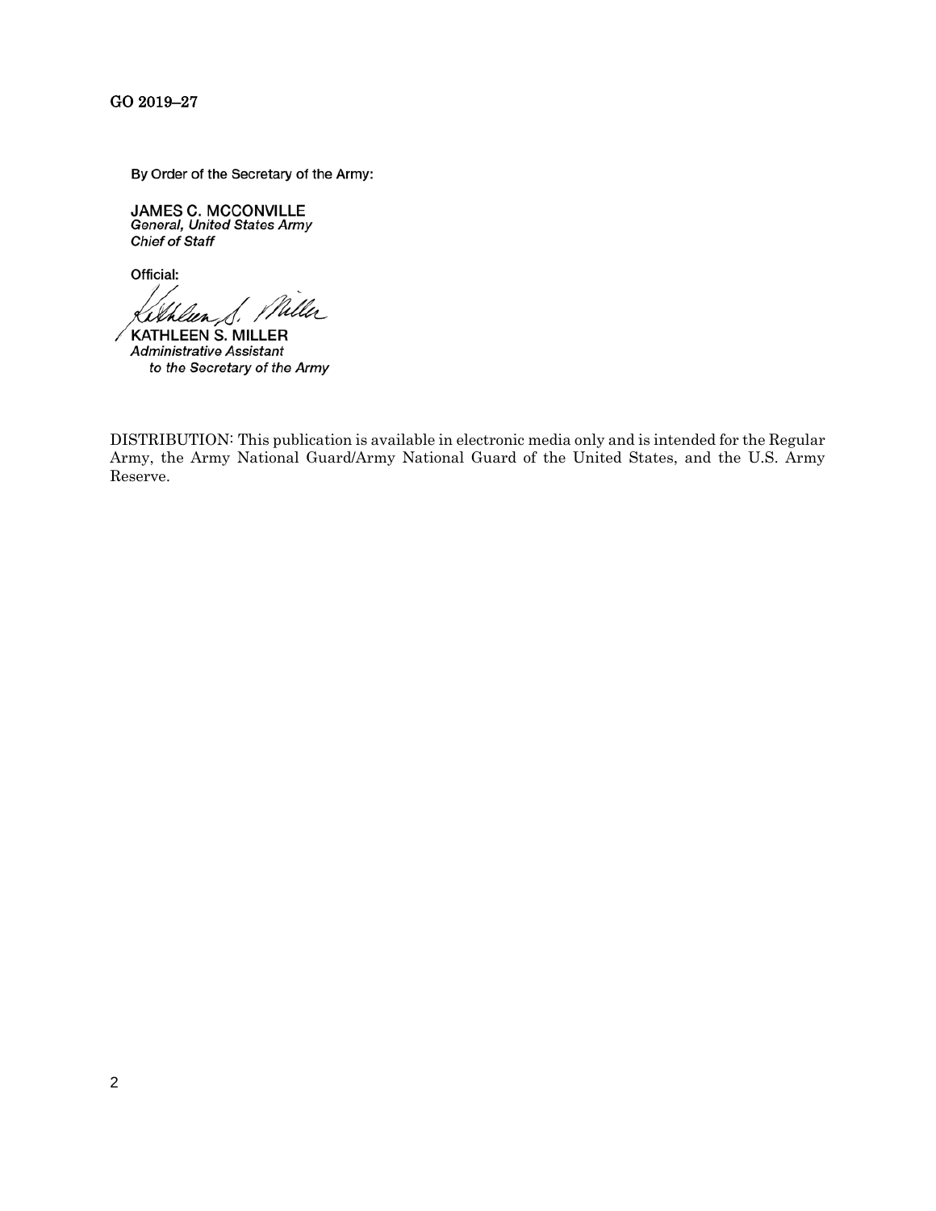By Order of the Secretary of the Army:

**JAMES C. MCCONVILLE**
*General, United States Army*
*Chief of Staff*

Official:

**KATHLEEN S. MILLER**
*Administrative Assistant*
*to the Secretary of the Army*

DISTRIBUTION: This publication is available in electronic media only and is intended for the Regular Army, the Army National Guard/Army National Guard of the United States, and the U.S. Army Reserve.